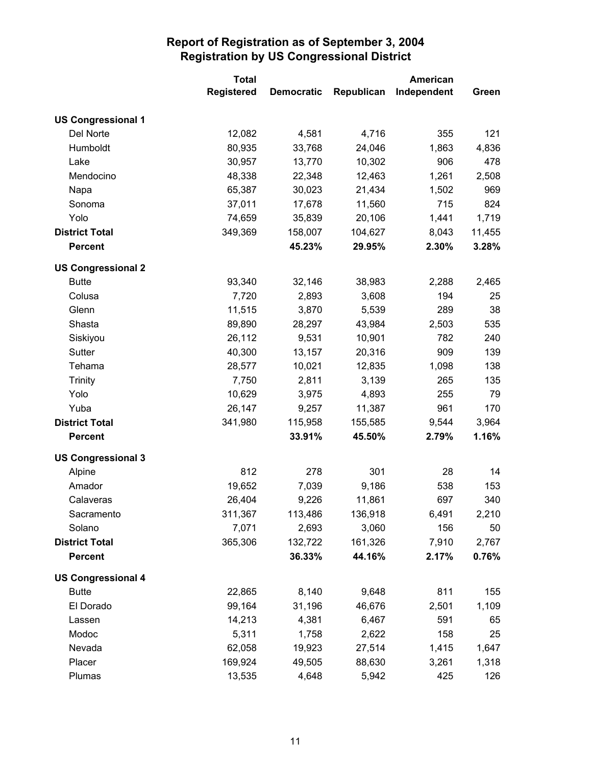# Report of Registration as of September 3, 2004
## Registration by US Congressional District

| | Total Registered | Democratic | Republican | American Independent | Green |
|---|---|---|---|---|---|
| **US Congressional 1** | | | | | |
| Del Norte | 12,082 | 4,581 | 4,716 | 355 | 121 |
| Humboldt | 80,935 | 33,768 | 24,046 | 1,863 | 4,836 |
| Lake | 30,957 | 13,770 | 10,302 | 906 | 478 |
| Mendocino | 48,338 | 22,348 | 12,463 | 1,261 | 2,508 |
| Napa | 65,387 | 30,023 | 21,434 | 1,502 | 969 |
| Sonoma | 37,011 | 17,678 | 11,560 | 715 | 824 |
| Yolo | 74,659 | 35,839 | 20,106 | 1,441 | 1,719 |
| **District Total** | 349,369 | 158,007 | 104,627 | 8,043 | 11,455 |
| **Percent** | | **45.23%** | **29.95%** | **2.30%** | **3.28%** |
| **US Congressional 2** | | | | | |
| Butte | 93,340 | 32,146 | 38,983 | 2,288 | 2,465 |
| Colusa | 7,720 | 2,893 | 3,608 | 194 | 25 |
| Glenn | 11,515 | 3,870 | 5,539 | 289 | 38 |
| Shasta | 89,890 | 28,297 | 43,984 | 2,503 | 535 |
| Siskiyou | 26,112 | 9,531 | 10,901 | 782 | 240 |
| Sutter | 40,300 | 13,157 | 20,316 | 909 | 139 |
| Tehama | 28,577 | 10,021 | 12,835 | 1,098 | 138 |
| Trinity | 7,750 | 2,811 | 3,139 | 265 | 135 |
| Yolo | 10,629 | 3,975 | 4,893 | 255 | 79 |
| Yuba | 26,147 | 9,257 | 11,387 | 961 | 170 |
| **District Total** | 341,980 | 115,958 | 155,585 | 9,544 | 3,964 |
| **Percent** | | **33.91%** | **45.50%** | **2.79%** | **1.16%** |
| **US Congressional 3** | | | | | |
| Alpine | 812 | 278 | 301 | 28 | 14 |
| Amador | 19,652 | 7,039 | 9,186 | 538 | 153 |
| Calaveras | 26,404 | 9,226 | 11,861 | 697 | 340 |
| Sacramento | 311,367 | 113,486 | 136,918 | 6,491 | 2,210 |
| Solano | 7,071 | 2,693 | 3,060 | 156 | 50 |
| **District Total** | 365,306 | 132,722 | 161,326 | 7,910 | 2,767 |
| **Percent** | | **36.33%** | **44.16%** | **2.17%** | **0.76%** |
| **US Congressional 4** | | | | | |
| Butte | 22,865 | 8,140 | 9,648 | 811 | 155 |
| El Dorado | 99,164 | 31,196 | 46,676 | 2,501 | 1,109 |
| Lassen | 14,213 | 4,381 | 6,467 | 591 | 65 |
| Modoc | 5,311 | 1,758 | 2,622 | 158 | 25 |
| Nevada | 62,058 | 19,923 | 27,514 | 1,415 | 1,647 |
| Placer | 169,924 | 49,505 | 88,630 | 3,261 | 1,318 |
| Plumas | 13,535 | 4,648 | 5,942 | 425 | 126 |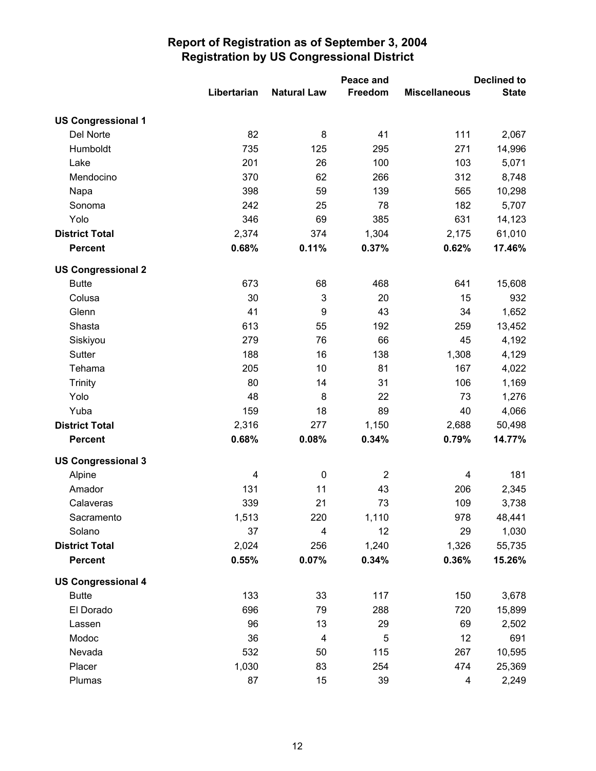# Report of Registration as of September 3, 2004
## Registration by US Congressional District

| | Libertarian | Natural Law | Peace and Freedom | Miscellaneous | Declined to State |
|---|---|---|---|---|---|
| **US Congressional 1** | | | | | |
| Del Norte | 82 | 8 | 41 | 111 | 2,067 |
| Humboldt | 735 | 125 | 295 | 271 | 14,996 |
| Lake | 201 | 26 | 100 | 103 | 5,071 |
| Mendocino | 370 | 62 | 266 | 312 | 8,748 |
| Napa | 398 | 59 | 139 | 565 | 10,298 |
| Sonoma | 242 | 25 | 78 | 182 | 5,707 |
| Yolo | 346 | 69 | 385 | 631 | 14,123 |
| **District Total** | 2,374 | 374 | 1,304 | 2,175 | 61,010 |
| **Percent** | **0.68%** | **0.11%** | **0.37%** | **0.62%** | **17.46%** |
| **US Congressional 2** | | | | | |
| Butte | 673 | 68 | 468 | 641 | 15,608 |
| Colusa | 30 | 3 | 20 | 15 | 932 |
| Glenn | 41 | 9 | 43 | 34 | 1,652 |
| Shasta | 613 | 55 | 192 | 259 | 13,452 |
| Siskiyou | 279 | 76 | 66 | 45 | 4,192 |
| Sutter | 188 | 16 | 138 | 1,308 | 4,129 |
| Tehama | 205 | 10 | 81 | 167 | 4,022 |
| Trinity | 80 | 14 | 31 | 106 | 1,169 |
| Yolo | 48 | 8 | 22 | 73 | 1,276 |
| Yuba | 159 | 18 | 89 | 40 | 4,066 |
| **District Total** | 2,316 | 277 | 1,150 | 2,688 | 50,498 |
| **Percent** | **0.68%** | **0.08%** | **0.34%** | **0.79%** | **14.77%** |
| **US Congressional 3** | | | | | |
| Alpine | 4 | 0 | 2 | 4 | 181 |
| Amador | 131 | 11 | 43 | 206 | 2,345 |
| Calaveras | 339 | 21 | 73 | 109 | 3,738 |
| Sacramento | 1,513 | 220 | 1,110 | 978 | 48,441 |
| Solano | 37 | 4 | 12 | 29 | 1,030 |
| **District Total** | 2,024 | 256 | 1,240 | 1,326 | 55,735 |
| **Percent** | **0.55%** | **0.07%** | **0.34%** | **0.36%** | **15.26%** |
| **US Congressional 4** | | | | | |
| Butte | 133 | 33 | 117 | 150 | 3,678 |
| El Dorado | 696 | 79 | 288 | 720 | 15,899 |
| Lassen | 96 | 13 | 29 | 69 | 2,502 |
| Modoc | 36 | 4 | 5 | 12 | 691 |
| Nevada | 532 | 50 | 115 | 267 | 10,595 |
| Placer | 1,030 | 83 | 254 | 474 | 25,369 |
| Plumas | 87 | 15 | 39 | 4 | 2,249 |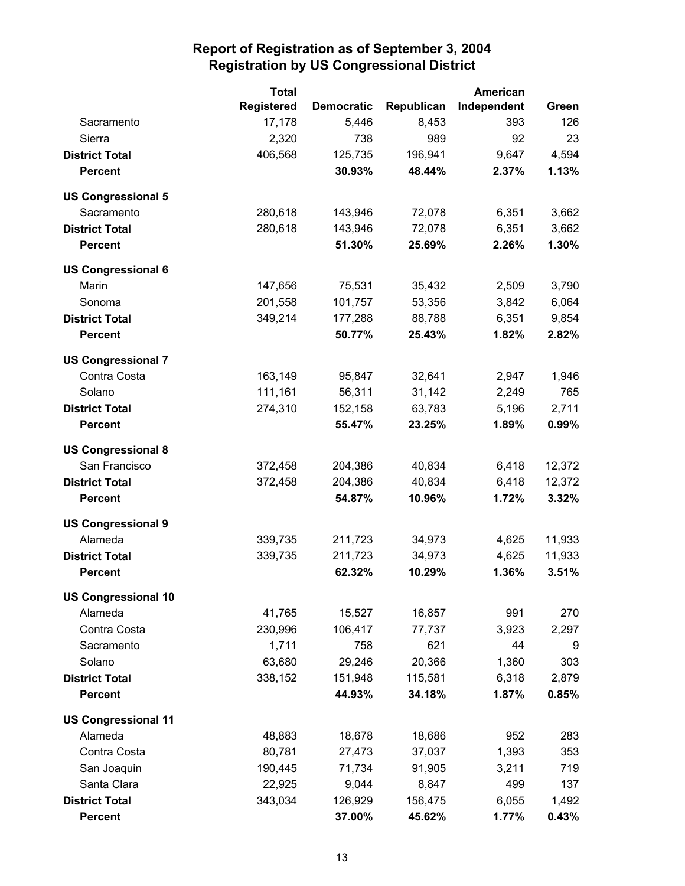# Report of Registration as of September 3, 2004
## Registration by US Congressional District

| | Total Registered | Democratic | Republican | American Independent | Green |
|---|---|---|---|---|---|
| Sacramento | 17,178 | 5,446 | 8,453 | 393 | 126 |
| Sierra | 2,320 | 738 | 989 | 92 | 23 |
| **District Total** | 406,568 | 125,735 | 196,941 | 9,647 | 4,594 |
| **Percent** | | **30.93%** | **48.44%** | **2.37%** | **1.13%** |
| **US Congressional 5** | | | | | |
| Sacramento | 280,618 | 143,946 | 72,078 | 6,351 | 3,662 |
| **District Total** | 280,618 | 143,946 | 72,078 | 6,351 | 3,662 |
| **Percent** | | **51.30%** | **25.69%** | **2.26%** | **1.30%** |
| **US Congressional 6** | | | | | |
| Marin | 147,656 | 75,531 | 35,432 | 2,509 | 3,790 |
| Sonoma | 201,558 | 101,757 | 53,356 | 3,842 | 6,064 |
| **District Total** | 349,214 | 177,288 | 88,788 | 6,351 | 9,854 |
| **Percent** | | **50.77%** | **25.43%** | **1.82%** | **2.82%** |
| **US Congressional 7** | | | | | |
| Contra Costa | 163,149 | 95,847 | 32,641 | 2,947 | 1,946 |
| Solano | 111,161 | 56,311 | 31,142 | 2,249 | 765 |
| **District Total** | 274,310 | 152,158 | 63,783 | 5,196 | 2,711 |
| **Percent** | | **55.47%** | **23.25%** | **1.89%** | **0.99%** |
| **US Congressional 8** | | | | | |
| San Francisco | 372,458 | 204,386 | 40,834 | 6,418 | 12,372 |
| **District Total** | 372,458 | 204,386 | 40,834 | 6,418 | 12,372 |
| **Percent** | | **54.87%** | **10.96%** | **1.72%** | **3.32%** |
| **US Congressional 9** | | | | | |
| Alameda | 339,735 | 211,723 | 34,973 | 4,625 | 11,933 |
| **District Total** | 339,735 | 211,723 | 34,973 | 4,625 | 11,933 |
| **Percent** | | **62.32%** | **10.29%** | **1.36%** | **3.51%** |
| **US Congressional 10** | | | | | |
| Alameda | 41,765 | 15,527 | 16,857 | 991 | 270 |
| Contra Costa | 230,996 | 106,417 | 77,737 | 3,923 | 2,297 |
| Sacramento | 1,711 | 758 | 621 | 44 | 9 |
| Solano | 63,680 | 29,246 | 20,366 | 1,360 | 303 |
| **District Total** | 338,152 | 151,948 | 115,581 | 6,318 | 2,879 |
| **Percent** | | **44.93%** | **34.18%** | **1.87%** | **0.85%** |
| **US Congressional 11** | | | | | |
| Alameda | 48,883 | 18,678 | 18,686 | 952 | 283 |
| Contra Costa | 80,781 | 27,473 | 37,037 | 1,393 | 353 |
| San Joaquin | 190,445 | 71,734 | 91,905 | 3,211 | 719 |
| Santa Clara | 22,925 | 9,044 | 8,847 | 499 | 137 |
| **District Total** | 343,034 | 126,929 | 156,475 | 6,055 | 1,492 |
| **Percent** | | **37.00%** | **45.62%** | **1.77%** | **0.43%** |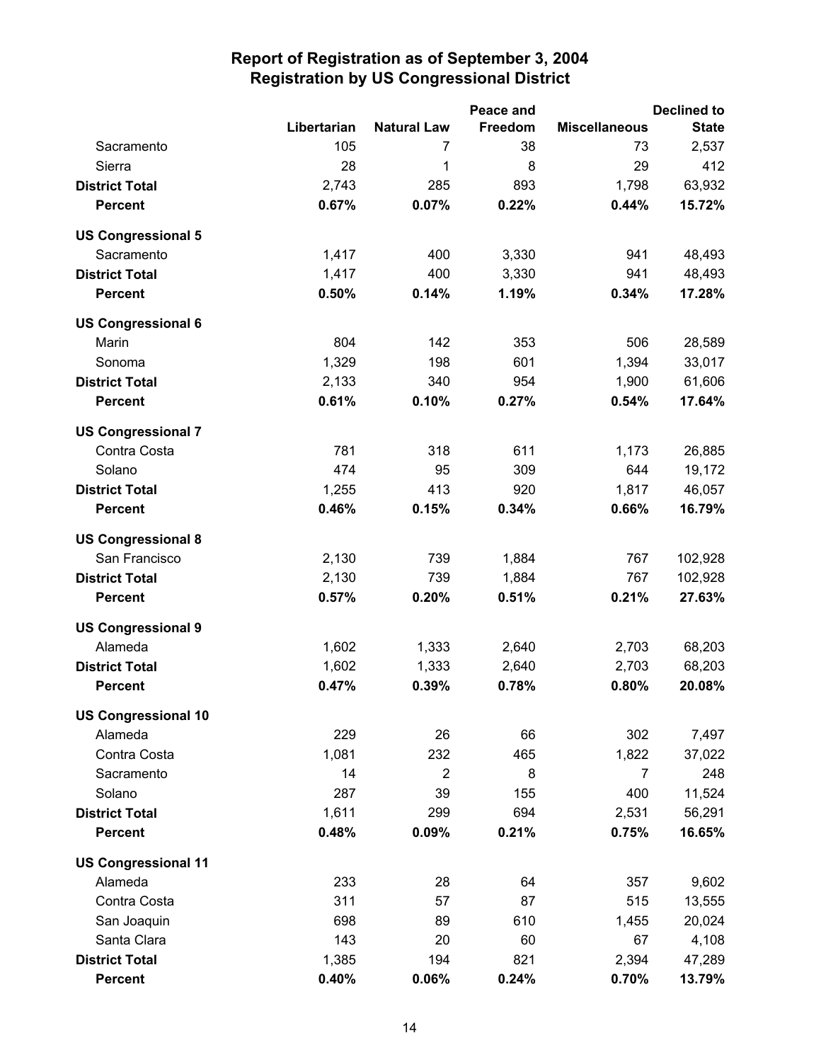# Report of Registration as of September 3, 2004
## Registration by US Congressional District

| | Libertarian | Natural Law | Peace and Freedom | Miscellaneous | Declined to State |
|---|---|---|---|---|---|
| Sacramento | 105 | 7 | 38 | 73 | 2,537 |
| Sierra | 28 | 1 | 8 | 29 | 412 |
| **District Total** | 2,743 | 285 | 893 | 1,798 | 63,932 |
| **Percent** | **0.67%** | **0.07%** | **0.22%** | **0.44%** | **15.72%** |
| **US Congressional 5** | | | | | |
| Sacramento | 1,417 | 400 | 3,330 | 941 | 48,493 |
| **District Total** | 1,417 | 400 | 3,330 | 941 | 48,493 |
| **Percent** | **0.50%** | **0.14%** | **1.19%** | **0.34%** | **17.28%** |
| **US Congressional 6** | | | | | |
| Marin | 804 | 142 | 353 | 506 | 28,589 |
| Sonoma | 1,329 | 198 | 601 | 1,394 | 33,017 |
| **District Total** | 2,133 | 340 | 954 | 1,900 | 61,606 |
| **Percent** | **0.61%** | **0.10%** | **0.27%** | **0.54%** | **17.64%** |
| **US Congressional 7** | | | | | |
| Contra Costa | 781 | 318 | 611 | 1,173 | 26,885 |
| Solano | 474 | 95 | 309 | 644 | 19,172 |
| **District Total** | 1,255 | 413 | 920 | 1,817 | 46,057 |
| **Percent** | **0.46%** | **0.15%** | **0.34%** | **0.66%** | **16.79%** |
| **US Congressional 8** | | | | | |
| San Francisco | 2,130 | 739 | 1,884 | 767 | 102,928 |
| **District Total** | 2,130 | 739 | 1,884 | 767 | 102,928 |
| **Percent** | **0.57%** | **0.20%** | **0.51%** | **0.21%** | **27.63%** |
| **US Congressional 9** | | | | | |
| Alameda | 1,602 | 1,333 | 2,640 | 2,703 | 68,203 |
| **District Total** | 1,602 | 1,333 | 2,640 | 2,703 | 68,203 |
| **Percent** | **0.47%** | **0.39%** | **0.78%** | **0.80%** | **20.08%** |
| **US Congressional 10** | | | | | |
| Alameda | 229 | 26 | 66 | 302 | 7,497 |
| Contra Costa | 1,081 | 232 | 465 | 1,822 | 37,022 |
| Sacramento | 14 | 2 | 8 | 7 | 248 |
| Solano | 287 | 39 | 155 | 400 | 11,524 |
| **District Total** | 1,611 | 299 | 694 | 2,531 | 56,291 |
| **Percent** | **0.48%** | **0.09%** | **0.21%** | **0.75%** | **16.65%** |
| **US Congressional 11** | | | | | |
| Alameda | 233 | 28 | 64 | 357 | 9,602 |
| Contra Costa | 311 | 57 | 87 | 515 | 13,555 |
| San Joaquin | 698 | 89 | 610 | 1,455 | 20,024 |
| Santa Clara | 143 | 20 | 60 | 67 | 4,108 |
| **District Total** | 1,385 | 194 | 821 | 2,394 | 47,289 |
| **Percent** | **0.40%** | **0.06%** | **0.24%** | **0.70%** | **13.79%** |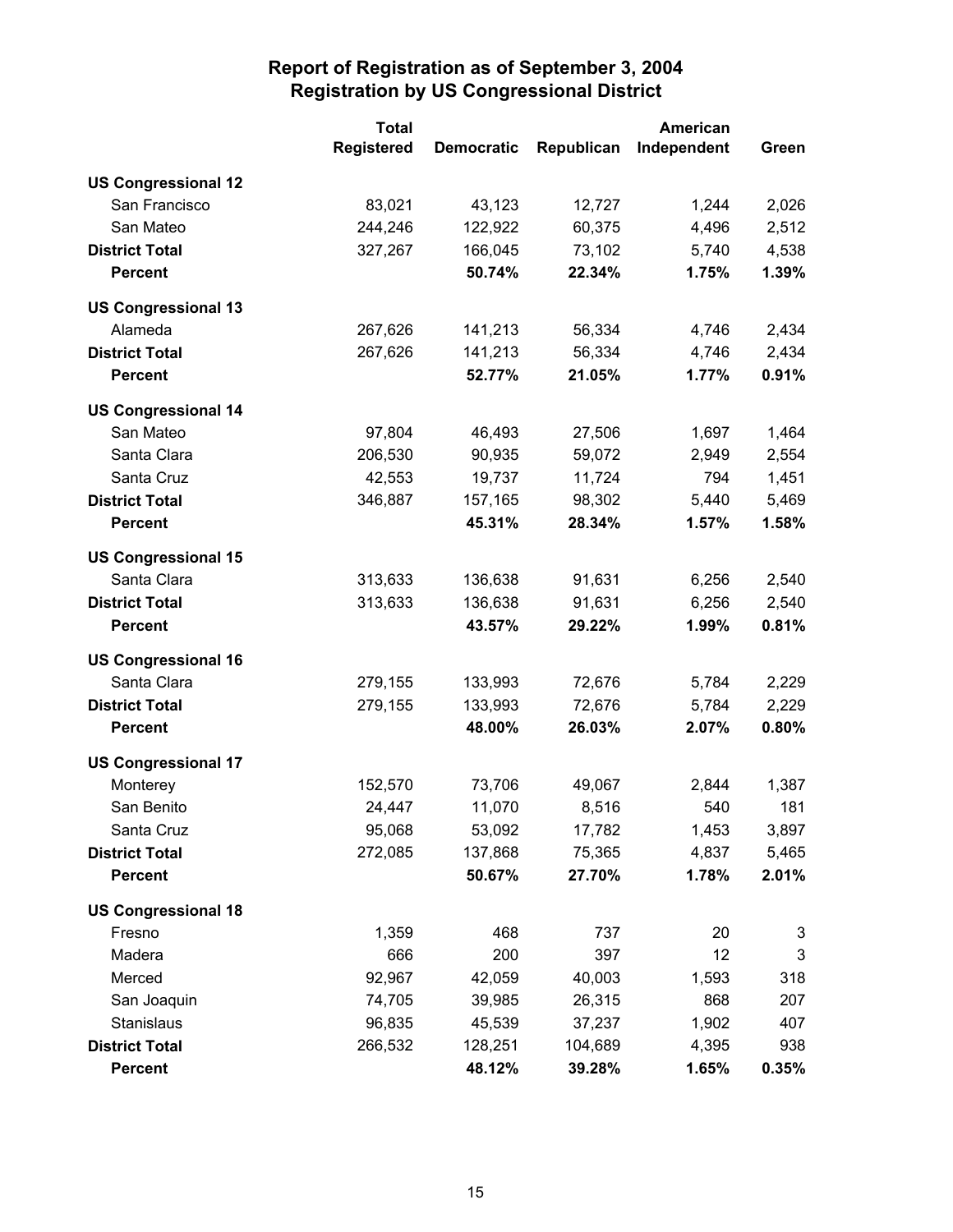# Report of Registration as of September 3, 2004
## Registration by US Congressional District

| | Total Registered | Democratic | Republican | American Independent | Green |
|---|---|---|---|---|---|
| **US Congressional 12** | | | | | |
| San Francisco | 83,021 | 43,123 | 12,727 | 1,244 | 2,026 |
| San Mateo | 244,246 | 122,922 | 60,375 | 4,496 | 2,512 |
| **District Total** | 327,267 | 166,045 | 73,102 | 5,740 | 4,538 |
| **Percent** | | **50.74%** | **22.34%** | **1.75%** | **1.39%** |
| **US Congressional 13** | | | | | |
| Alameda | 267,626 | 141,213 | 56,334 | 4,746 | 2,434 |
| **District Total** | 267,626 | 141,213 | 56,334 | 4,746 | 2,434 |
| **Percent** | | **52.77%** | **21.05%** | **1.77%** | **0.91%** |
| **US Congressional 14** | | | | | |
| San Mateo | 97,804 | 46,493 | 27,506 | 1,697 | 1,464 |
| Santa Clara | 206,530 | 90,935 | 59,072 | 2,949 | 2,554 |
| Santa Cruz | 42,553 | 19,737 | 11,724 | 794 | 1,451 |
| **District Total** | 346,887 | 157,165 | 98,302 | 5,440 | 5,469 |
| **Percent** | | **45.31%** | **28.34%** | **1.57%** | **1.58%** |
| **US Congressional 15** | | | | | |
| Santa Clara | 313,633 | 136,638 | 91,631 | 6,256 | 2,540 |
| **District Total** | 313,633 | 136,638 | 91,631 | 6,256 | 2,540 |
| **Percent** | | **43.57%** | **29.22%** | **1.99%** | **0.81%** |
| **US Congressional 16** | | | | | |
| Santa Clara | 279,155 | 133,993 | 72,676 | 5,784 | 2,229 |
| **District Total** | 279,155 | 133,993 | 72,676 | 5,784 | 2,229 |
| **Percent** | | **48.00%** | **26.03%** | **2.07%** | **0.80%** |
| **US Congressional 17** | | | | | |
| Monterey | 152,570 | 73,706 | 49,067 | 2,844 | 1,387 |
| San Benito | 24,447 | 11,070 | 8,516 | 540 | 181 |
| Santa Cruz | 95,068 | 53,092 | 17,782 | 1,453 | 3,897 |
| **District Total** | 272,085 | 137,868 | 75,365 | 4,837 | 5,465 |
| **Percent** | | **50.67%** | **27.70%** | **1.78%** | **2.01%** |
| **US Congressional 18** | | | | | |
| Fresno | 1,359 | 468 | 737 | 20 | 3 |
| Madera | 666 | 200 | 397 | 12 | 3 |
| Merced | 92,967 | 42,059 | 40,003 | 1,593 | 318 |
| San Joaquin | 74,705 | 39,985 | 26,315 | 868 | 207 |
| Stanislaus | 96,835 | 45,539 | 37,237 | 1,902 | 407 |
| **District Total** | 266,532 | 128,251 | 104,689 | 4,395 | 938 |
| **Percent** | | **48.12%** | **39.28%** | **1.65%** | **0.35%** |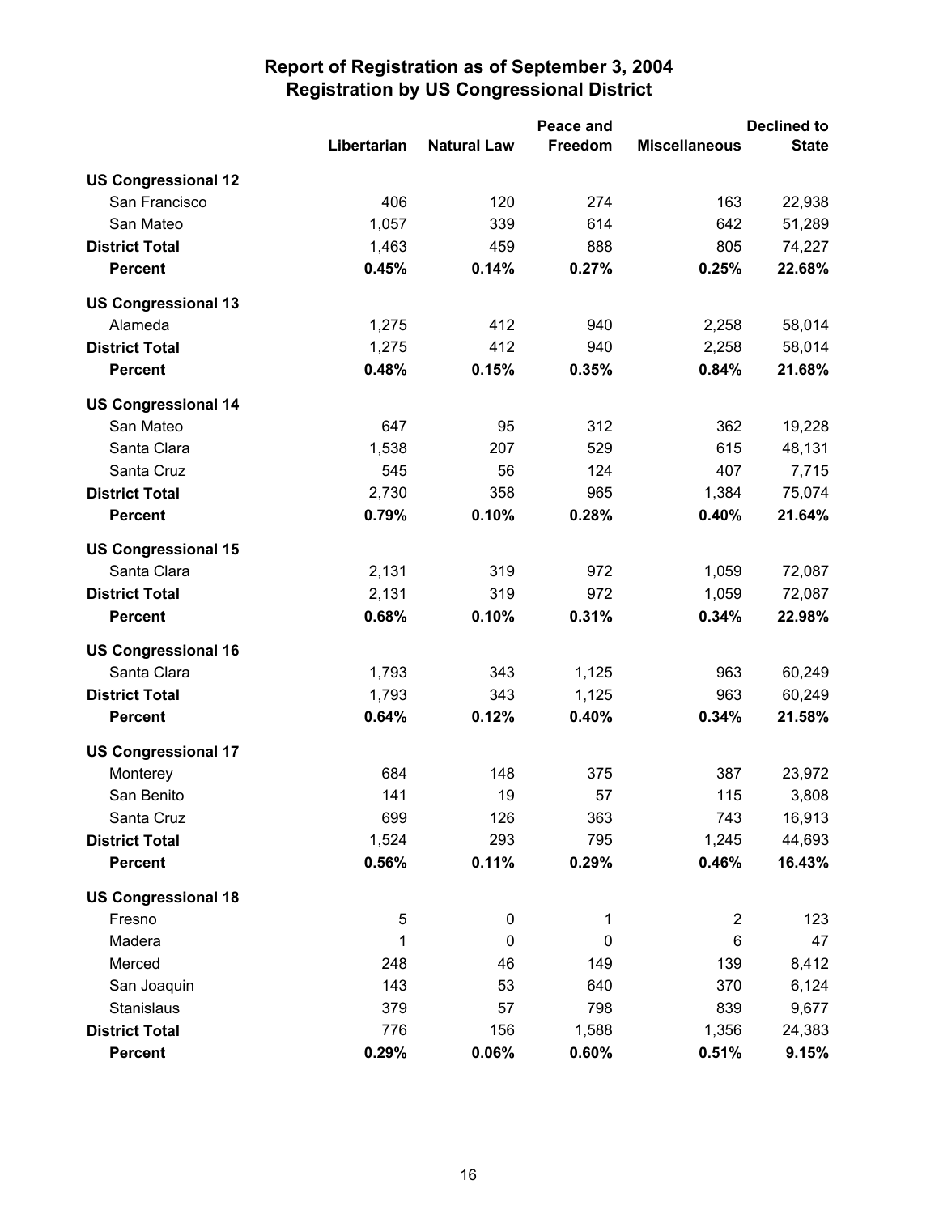# Report of Registration as of September 3, 2004
## Registration by US Congressional District

| | Libertarian | Natural Law | Peace and Freedom | Miscellaneous | Declined to State |
|---|---|---|---|---|---|
| **US Congressional 12** | | | | | |
| San Francisco | 406 | 120 | 274 | 163 | 22,938 |
| San Mateo | 1,057 | 339 | 614 | 642 | 51,289 |
| **District Total** | 1,463 | 459 | 888 | 805 | 74,227 |
| **Percent** | **0.45%** | **0.14%** | **0.27%** | **0.25%** | **22.68%** |
| **US Congressional 13** | | | | | |
| Alameda | 1,275 | 412 | 940 | 2,258 | 58,014 |
| **District Total** | 1,275 | 412 | 940 | 2,258 | 58,014 |
| **Percent** | **0.48%** | **0.15%** | **0.35%** | **0.84%** | **21.68%** |
| **US Congressional 14** | | | | | |
| San Mateo | 647 | 95 | 312 | 362 | 19,228 |
| Santa Clara | 1,538 | 207 | 529 | 615 | 48,131 |
| Santa Cruz | 545 | 56 | 124 | 407 | 7,715 |
| **District Total** | 2,730 | 358 | 965 | 1,384 | 75,074 |
| **Percent** | **0.79%** | **0.10%** | **0.28%** | **0.40%** | **21.64%** |
| **US Congressional 15** | | | | | |
| Santa Clara | 2,131 | 319 | 972 | 1,059 | 72,087 |
| **District Total** | 2,131 | 319 | 972 | 1,059 | 72,087 |
| **Percent** | **0.68%** | **0.10%** | **0.31%** | **0.34%** | **22.98%** |
| **US Congressional 16** | | | | | |
| Santa Clara | 1,793 | 343 | 1,125 | 963 | 60,249 |
| **District Total** | 1,793 | 343 | 1,125 | 963 | 60,249 |
| **Percent** | **0.64%** | **0.12%** | **0.40%** | **0.34%** | **21.58%** |
| **US Congressional 17** | | | | | |
| Monterey | 684 | 148 | 375 | 387 | 23,972 |
| San Benito | 141 | 19 | 57 | 115 | 3,808 |
| Santa Cruz | 699 | 126 | 363 | 743 | 16,913 |
| **District Total** | 1,524 | 293 | 795 | 1,245 | 44,693 |
| **Percent** | **0.56%** | **0.11%** | **0.29%** | **0.46%** | **16.43%** |
| **US Congressional 18** | | | | | |
| Fresno | 5 | 0 | 1 | 2 | 123 |
| Madera | 1 | 0 | 0 | 6 | 47 |
| Merced | 248 | 46 | 149 | 139 | 8,412 |
| San Joaquin | 143 | 53 | 640 | 370 | 6,124 |
| Stanislaus | 379 | 57 | 798 | 839 | 9,677 |
| **District Total** | 776 | 156 | 1,588 | 1,356 | 24,383 |
| **Percent** | **0.29%** | **0.06%** | **0.60%** | **0.51%** | **9.15%** |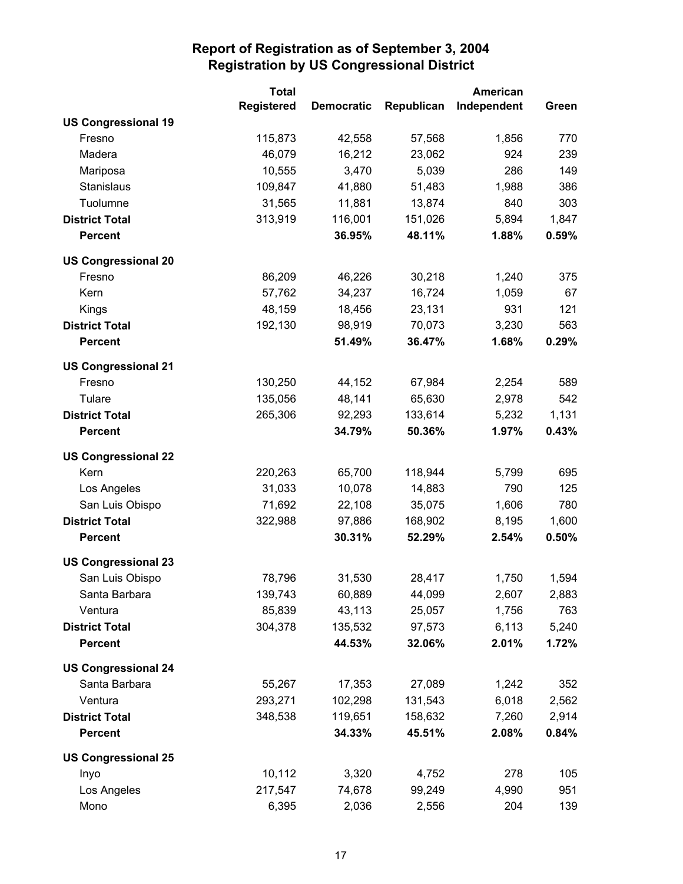# Report of Registration as of September 3, 2004
## Registration by US Congressional District

| | Total Registered | Democratic | Republican | American Independent | Green |
|---|---|---|---|---|---|
| **US Congressional 19** | | | | | |
| Fresno | 115,873 | 42,558 | 57,568 | 1,856 | 770 |
| Madera | 46,079 | 16,212 | 23,062 | 924 | 239 |
| Mariposa | 10,555 | 3,470 | 5,039 | 286 | 149 |
| Stanislaus | 109,847 | 41,880 | 51,483 | 1,988 | 386 |
| Tuolumne | 31,565 | 11,881 | 13,874 | 840 | 303 |
| **District Total** | 313,919 | 116,001 | 151,026 | 5,894 | 1,847 |
| **Percent** | | **36.95%** | **48.11%** | **1.88%** | **0.59%** |
| **US Congressional 20** | | | | | |
| Fresno | 86,209 | 46,226 | 30,218 | 1,240 | 375 |
| Kern | 57,762 | 34,237 | 16,724 | 1,059 | 67 |
| Kings | 48,159 | 18,456 | 23,131 | 931 | 121 |
| **District Total** | 192,130 | 98,919 | 70,073 | 3,230 | 563 |
| **Percent** | | **51.49%** | **36.47%** | **1.68%** | **0.29%** |
| **US Congressional 21** | | | | | |
| Fresno | 130,250 | 44,152 | 67,984 | 2,254 | 589 |
| Tulare | 135,056 | 48,141 | 65,630 | 2,978 | 542 |
| **District Total** | 265,306 | 92,293 | 133,614 | 5,232 | 1,131 |
| **Percent** | | **34.79%** | **50.36%** | **1.97%** | **0.43%** |
| **US Congressional 22** | | | | | |
| Kern | 220,263 | 65,700 | 118,944 | 5,799 | 695 |
| Los Angeles | 31,033 | 10,078 | 14,883 | 790 | 125 |
| San Luis Obispo | 71,692 | 22,108 | 35,075 | 1,606 | 780 |
| **District Total** | 322,988 | 97,886 | 168,902 | 8,195 | 1,600 |
| **Percent** | | **30.31%** | **52.29%** | **2.54%** | **0.50%** |
| **US Congressional 23** | | | | | |
| San Luis Obispo | 78,796 | 31,530 | 28,417 | 1,750 | 1,594 |
| Santa Barbara | 139,743 | 60,889 | 44,099 | 2,607 | 2,883 |
| Ventura | 85,839 | 43,113 | 25,057 | 1,756 | 763 |
| **District Total** | 304,378 | 135,532 | 97,573 | 6,113 | 5,240 |
| **Percent** | | **44.53%** | **32.06%** | **2.01%** | **1.72%** |
| **US Congressional 24** | | | | | |
| Santa Barbara | 55,267 | 17,353 | 27,089 | 1,242 | 352 |
| Ventura | 293,271 | 102,298 | 131,543 | 6,018 | 2,562 |
| **District Total** | 348,538 | 119,651 | 158,632 | 7,260 | 2,914 |
| **Percent** | | **34.33%** | **45.51%** | **2.08%** | **0.84%** |
| **US Congressional 25** | | | | | |
| Inyo | 10,112 | 3,320 | 4,752 | 278 | 105 |
| Los Angeles | 217,547 | 74,678 | 99,249 | 4,990 | 951 |
| Mono | 6,395 | 2,036 | 2,556 | 204 | 139 |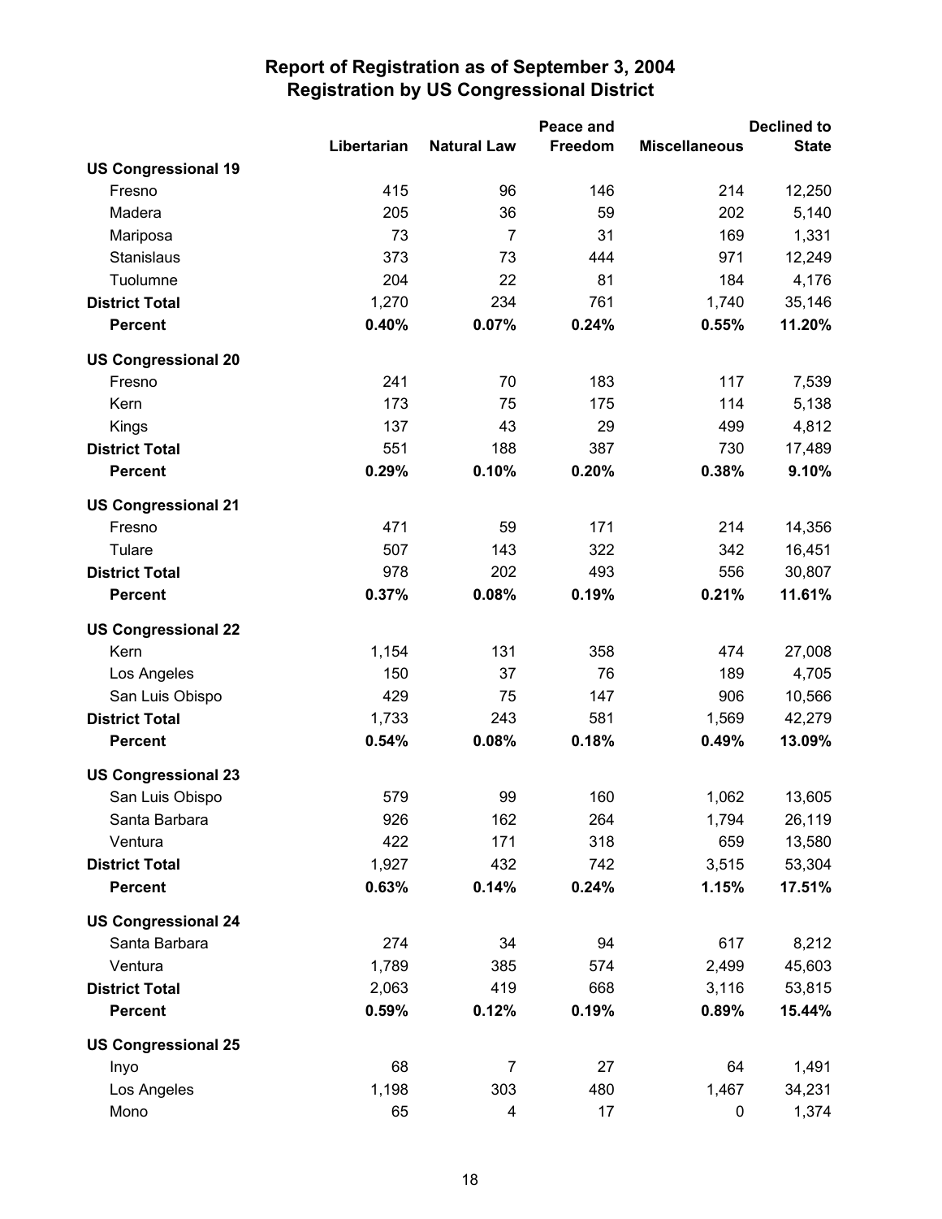# Report of Registration as of September 3, 2004
## Registration by US Congressional District

| | Libertarian | Natural Law | Peace and Freedom | Miscellaneous | Declined to State |
|---|---|---|---|---|---|
| **US Congressional 19** | | | | | |
| Fresno | 415 | 96 | 146 | 214 | 12,250 |
| Madera | 205 | 36 | 59 | 202 | 5,140 |
| Mariposa | 73 | 7 | 31 | 169 | 1,331 |
| Stanislaus | 373 | 73 | 444 | 971 | 12,249 |
| Tuolumne | 204 | 22 | 81 | 184 | 4,176 |
| **District Total** | 1,270 | 234 | 761 | 1,740 | 35,146 |
| **Percent** | **0.40%** | **0.07%** | **0.24%** | **0.55%** | **11.20%** |
| **US Congressional 20** | | | | | |
| Fresno | 241 | 70 | 183 | 117 | 7,539 |
| Kern | 173 | 75 | 175 | 114 | 5,138 |
| Kings | 137 | 43 | 29 | 499 | 4,812 |
| **District Total** | 551 | 188 | 387 | 730 | 17,489 |
| **Percent** | **0.29%** | **0.10%** | **0.20%** | **0.38%** | **9.10%** |
| **US Congressional 21** | | | | | |
| Fresno | 471 | 59 | 171 | 214 | 14,356 |
| Tulare | 507 | 143 | 322 | 342 | 16,451 |
| **District Total** | 978 | 202 | 493 | 556 | 30,807 |
| **Percent** | **0.37%** | **0.08%** | **0.19%** | **0.21%** | **11.61%** |
| **US Congressional 22** | | | | | |
| Kern | 1,154 | 131 | 358 | 474 | 27,008 |
| Los Angeles | 150 | 37 | 76 | 189 | 4,705 |
| San Luis Obispo | 429 | 75 | 147 | 906 | 10,566 |
| **District Total** | 1,733 | 243 | 581 | 1,569 | 42,279 |
| **Percent** | **0.54%** | **0.08%** | **0.18%** | **0.49%** | **13.09%** |
| **US Congressional 23** | | | | | |
| San Luis Obispo | 579 | 99 | 160 | 1,062 | 13,605 |
| Santa Barbara | 926 | 162 | 264 | 1,794 | 26,119 |
| Ventura | 422 | 171 | 318 | 659 | 13,580 |
| **District Total** | 1,927 | 432 | 742 | 3,515 | 53,304 |
| **Percent** | **0.63%** | **0.14%** | **0.24%** | **1.15%** | **17.51%** |
| **US Congressional 24** | | | | | |
| Santa Barbara | 274 | 34 | 94 | 617 | 8,212 |
| Ventura | 1,789 | 385 | 574 | 2,499 | 45,603 |
| **District Total** | 2,063 | 419 | 668 | 3,116 | 53,815 |
| **Percent** | **0.59%** | **0.12%** | **0.19%** | **0.89%** | **15.44%** |
| **US Congressional 25** | | | | | |
| Inyo | 68 | 7 | 27 | 64 | 1,491 |
| Los Angeles | 1,198 | 303 | 480 | 1,467 | 34,231 |
| Mono | 65 | 4 | 17 | 0 | 1,374 |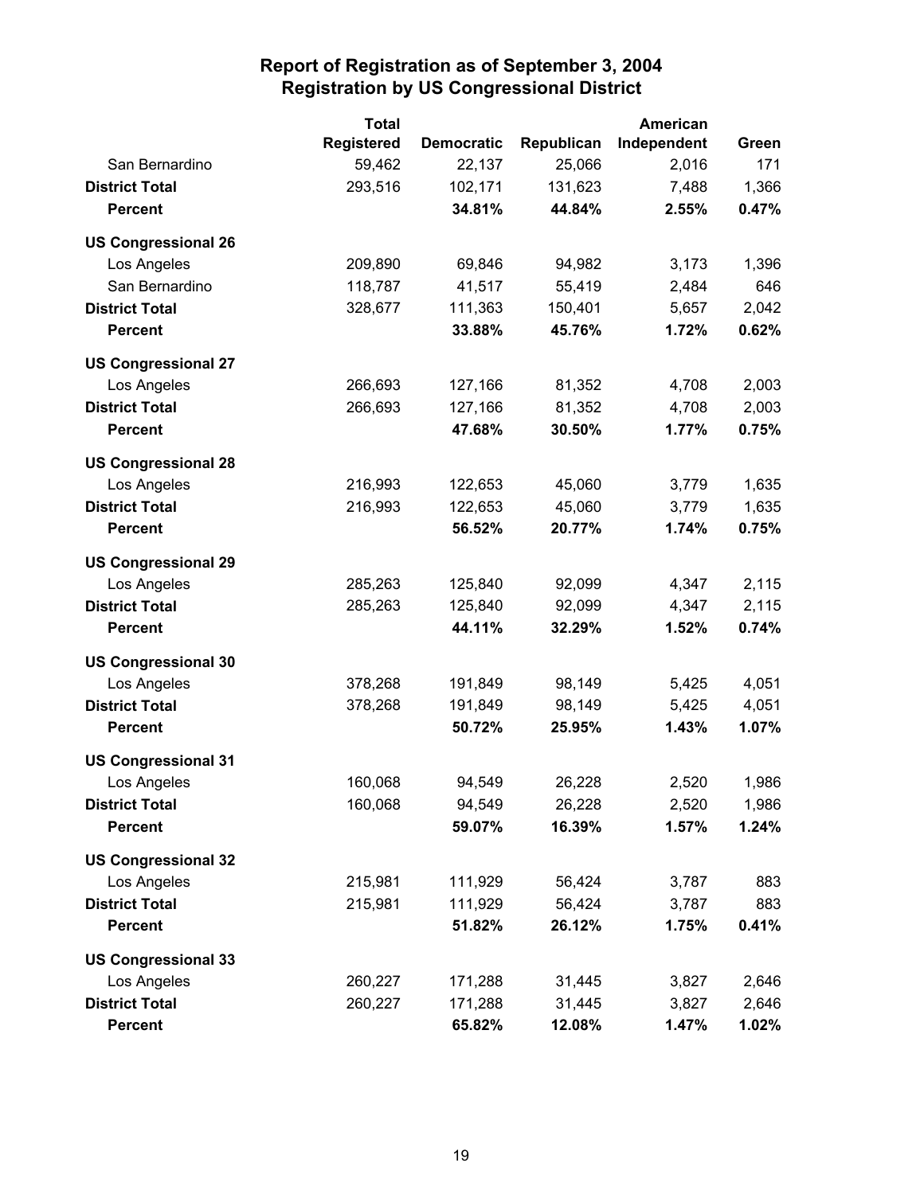# Report of Registration as of September 3, 2004
## Registration by US Congressional District

| | Total Registered | Democratic | Republican | American Independent | Green |
|---|---|---|---|---|---|
| San Bernardino | 59,462 | 22,137 | 25,066 | 2,016 | 171 |
| **District Total** | 293,516 | 102,171 | 131,623 | 7,488 | 1,366 |
| **Percent** | | **34.81%** | **44.84%** | **2.55%** | **0.47%** |
| **US Congressional 26** | | | | | |
| Los Angeles | 209,890 | 69,846 | 94,982 | 3,173 | 1,396 |
| San Bernardino | 118,787 | 41,517 | 55,419 | 2,484 | 646 |
| **District Total** | 328,677 | 111,363 | 150,401 | 5,657 | 2,042 |
| **Percent** | | **33.88%** | **45.76%** | **1.72%** | **0.62%** |
| **US Congressional 27** | | | | | |
| Los Angeles | 266,693 | 127,166 | 81,352 | 4,708 | 2,003 |
| **District Total** | 266,693 | 127,166 | 81,352 | 4,708 | 2,003 |
| **Percent** | | **47.68%** | **30.50%** | **1.77%** | **0.75%** |
| **US Congressional 28** | | | | | |
| Los Angeles | 216,993 | 122,653 | 45,060 | 3,779 | 1,635 |
| **District Total** | 216,993 | 122,653 | 45,060 | 3,779 | 1,635 |
| **Percent** | | **56.52%** | **20.77%** | **1.74%** | **0.75%** |
| **US Congressional 29** | | | | | |
| Los Angeles | 285,263 | 125,840 | 92,099 | 4,347 | 2,115 |
| **District Total** | 285,263 | 125,840 | 92,099 | 4,347 | 2,115 |
| **Percent** | | **44.11%** | **32.29%** | **1.52%** | **0.74%** |
| **US Congressional 30** | | | | | |
| Los Angeles | 378,268 | 191,849 | 98,149 | 5,425 | 4,051 |
| **District Total** | 378,268 | 191,849 | 98,149 | 5,425 | 4,051 |
| **Percent** | | **50.72%** | **25.95%** | **1.43%** | **1.07%** |
| **US Congressional 31** | | | | | |
| Los Angeles | 160,068 | 94,549 | 26,228 | 2,520 | 1,986 |
| **District Total** | 160,068 | 94,549 | 26,228 | 2,520 | 1,986 |
| **Percent** | | **59.07%** | **16.39%** | **1.57%** | **1.24%** |
| **US Congressional 32** | | | | | |
| Los Angeles | 215,981 | 111,929 | 56,424 | 3,787 | 883 |
| **District Total** | 215,981 | 111,929 | 56,424 | 3,787 | 883 |
| **Percent** | | **51.82%** | **26.12%** | **1.75%** | **0.41%** |
| **US Congressional 33** | | | | | |
| Los Angeles | 260,227 | 171,288 | 31,445 | 3,827 | 2,646 |
| **District Total** | 260,227 | 171,288 | 31,445 | 3,827 | 2,646 |
| **Percent** | | **65.82%** | **12.08%** | **1.47%** | **1.02%** |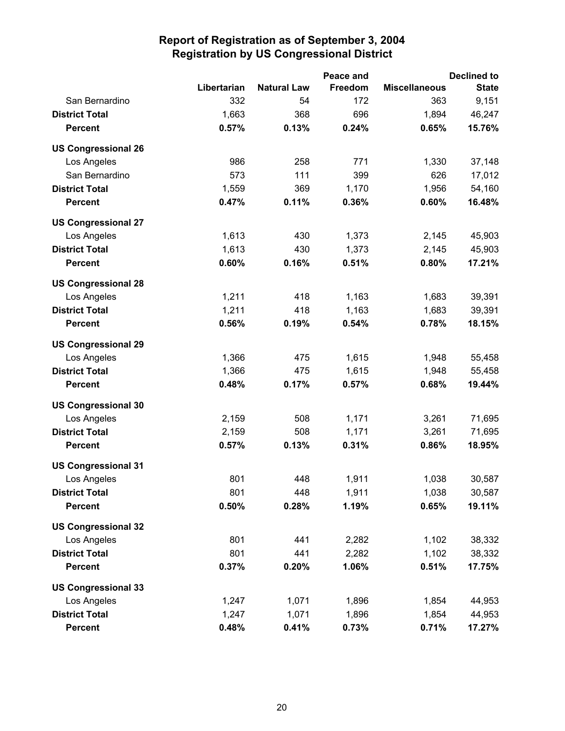# Report of Registration as of September 3, 2004
## Registration by US Congressional District

| | Libertarian | Natural Law | Peace and Freedom | Miscellaneous | Declined to State |
|---|---|---|---|---|---|
| San Bernardino | 332 | 54 | 172 | 363 | 9,151 |
| **District Total** | 1,663 | 368 | 696 | 1,894 | 46,247 |
| **Percent** | **0.57%** | **0.13%** | **0.24%** | **0.65%** | **15.76%** |
| **US Congressional 26** | | | | | |
| Los Angeles | 986 | 258 | 771 | 1,330 | 37,148 |
| San Bernardino | 573 | 111 | 399 | 626 | 17,012 |
| **District Total** | 1,559 | 369 | 1,170 | 1,956 | 54,160 |
| **Percent** | **0.47%** | **0.11%** | **0.36%** | **0.60%** | **16.48%** |
| **US Congressional 27** | | | | | |
| Los Angeles | 1,613 | 430 | 1,373 | 2,145 | 45,903 |
| **District Total** | 1,613 | 430 | 1,373 | 2,145 | 45,903 |
| **Percent** | **0.60%** | **0.16%** | **0.51%** | **0.80%** | **17.21%** |
| **US Congressional 28** | | | | | |
| Los Angeles | 1,211 | 418 | 1,163 | 1,683 | 39,391 |
| **District Total** | 1,211 | 418 | 1,163 | 1,683 | 39,391 |
| **Percent** | **0.56%** | **0.19%** | **0.54%** | **0.78%** | **18.15%** |
| **US Congressional 29** | | | | | |
| Los Angeles | 1,366 | 475 | 1,615 | 1,948 | 55,458 |
| **District Total** | 1,366 | 475 | 1,615 | 1,948 | 55,458 |
| **Percent** | **0.48%** | **0.17%** | **0.57%** | **0.68%** | **19.44%** |
| **US Congressional 30** | | | | | |
| Los Angeles | 2,159 | 508 | 1,171 | 3,261 | 71,695 |
| **District Total** | 2,159 | 508 | 1,171 | 3,261 | 71,695 |
| **Percent** | **0.57%** | **0.13%** | **0.31%** | **0.86%** | **18.95%** |
| **US Congressional 31** | | | | | |
| Los Angeles | 801 | 448 | 1,911 | 1,038 | 30,587 |
| **District Total** | 801 | 448 | 1,911 | 1,038 | 30,587 |
| **Percent** | **0.50%** | **0.28%** | **1.19%** | **0.65%** | **19.11%** |
| **US Congressional 32** | | | | | |
| Los Angeles | 801 | 441 | 2,282 | 1,102 | 38,332 |
| **District Total** | 801 | 441 | 2,282 | 1,102 | 38,332 |
| **Percent** | **0.37%** | **0.20%** | **1.06%** | **0.51%** | **17.75%** |
| **US Congressional 33** | | | | | |
| Los Angeles | 1,247 | 1,071 | 1,896 | 1,854 | 44,953 |
| **District Total** | 1,247 | 1,071 | 1,896 | 1,854 | 44,953 |
| **Percent** | **0.48%** | **0.41%** | **0.73%** | **0.71%** | **17.27%** |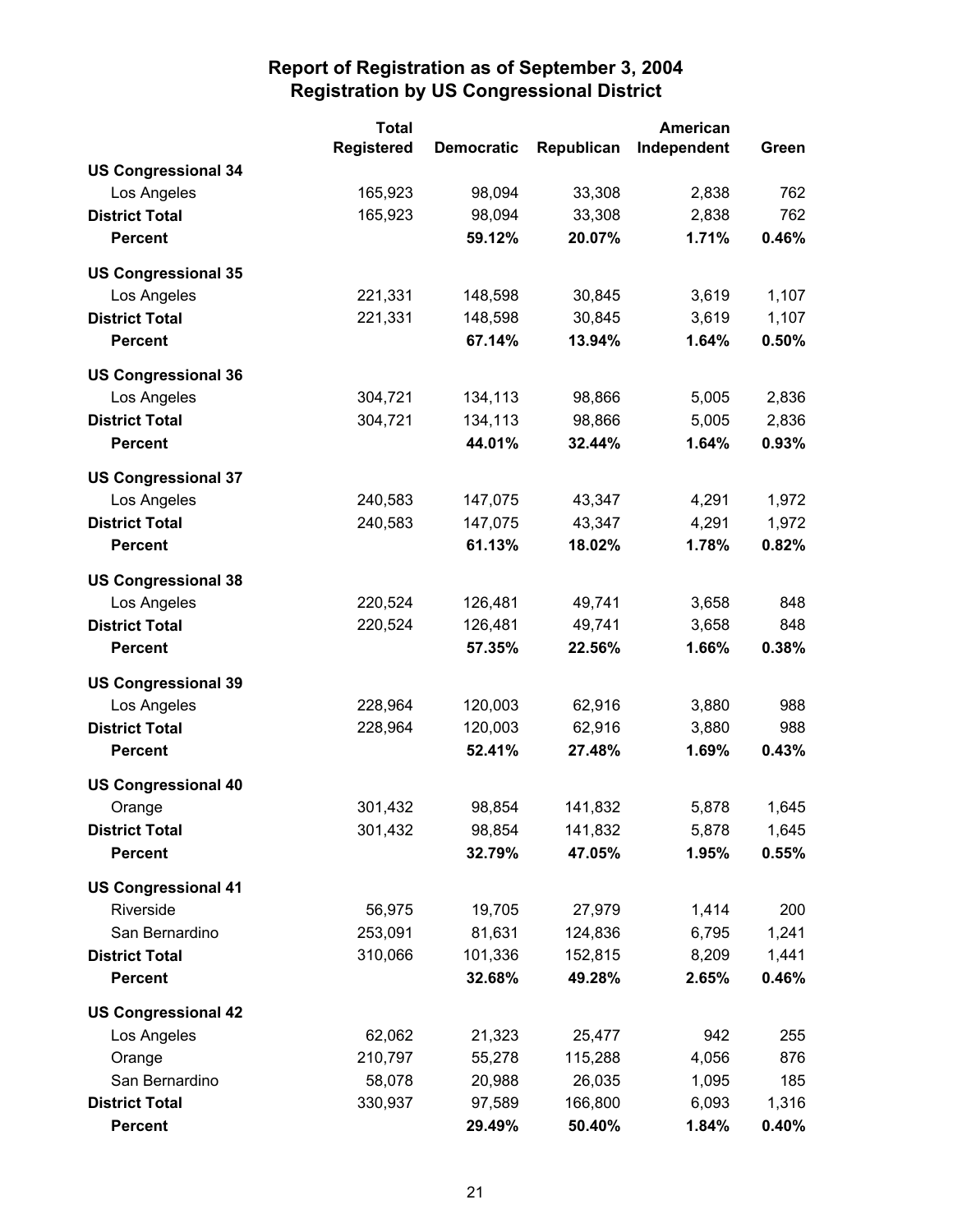# Report of Registration as of September 3, 2004
## Registration by US Congressional District

| | Total Registered | Democratic | Republican | American Independent | Green |
|---|---|---|---|---|---|
| **US Congressional 34** | | | | | |
| Los Angeles | 165,923 | 98,094 | 33,308 | 2,838 | 762 |
| **District Total** | 165,923 | 98,094 | 33,308 | 2,838 | 762 |
| **Percent** | | **59.12%** | **20.07%** | **1.71%** | **0.46%** |
| **US Congressional 35** | | | | | |
| Los Angeles | 221,331 | 148,598 | 30,845 | 3,619 | 1,107 |
| **District Total** | 221,331 | 148,598 | 30,845 | 3,619 | 1,107 |
| **Percent** | | **67.14%** | **13.94%** | **1.64%** | **0.50%** |
| **US Congressional 36** | | | | | |
| Los Angeles | 304,721 | 134,113 | 98,866 | 5,005 | 2,836 |
| **District Total** | 304,721 | 134,113 | 98,866 | 5,005 | 2,836 |
| **Percent** | | **44.01%** | **32.44%** | **1.64%** | **0.93%** |
| **US Congressional 37** | | | | | |
| Los Angeles | 240,583 | 147,075 | 43,347 | 4,291 | 1,972 |
| **District Total** | 240,583 | 147,075 | 43,347 | 4,291 | 1,972 |
| **Percent** | | **61.13%** | **18.02%** | **1.78%** | **0.82%** |
| **US Congressional 38** | | | | | |
| Los Angeles | 220,524 | 126,481 | 49,741 | 3,658 | 848 |
| **District Total** | 220,524 | 126,481 | 49,741 | 3,658 | 848 |
| **Percent** | | **57.35%** | **22.56%** | **1.66%** | **0.38%** |
| **US Congressional 39** | | | | | |
| Los Angeles | 228,964 | 120,003 | 62,916 | 3,880 | 988 |
| **District Total** | 228,964 | 120,003 | 62,916 | 3,880 | 988 |
| **Percent** | | **52.41%** | **27.48%** | **1.69%** | **0.43%** |
| **US Congressional 40** | | | | | |
| Orange | 301,432 | 98,854 | 141,832 | 5,878 | 1,645 |
| **District Total** | 301,432 | 98,854 | 141,832 | 5,878 | 1,645 |
| **Percent** | | **32.79%** | **47.05%** | **1.95%** | **0.55%** |
| **US Congressional 41** | | | | | |
| Riverside | 56,975 | 19,705 | 27,979 | 1,414 | 200 |
| San Bernardino | 253,091 | 81,631 | 124,836 | 6,795 | 1,241 |
| **District Total** | 310,066 | 101,336 | 152,815 | 8,209 | 1,441 |
| **Percent** | | **32.68%** | **49.28%** | **2.65%** | **0.46%** |
| **US Congressional 42** | | | | | |
| Los Angeles | 62,062 | 21,323 | 25,477 | 942 | 255 |
| Orange | 210,797 | 55,278 | 115,288 | 4,056 | 876 |
| San Bernardino | 58,078 | 20,988 | 26,035 | 1,095 | 185 |
| **District Total** | 330,937 | 97,589 | 166,800 | 6,093 | 1,316 |
| **Percent** | | **29.49%** | **50.40%** | **1.84%** | **0.40%** |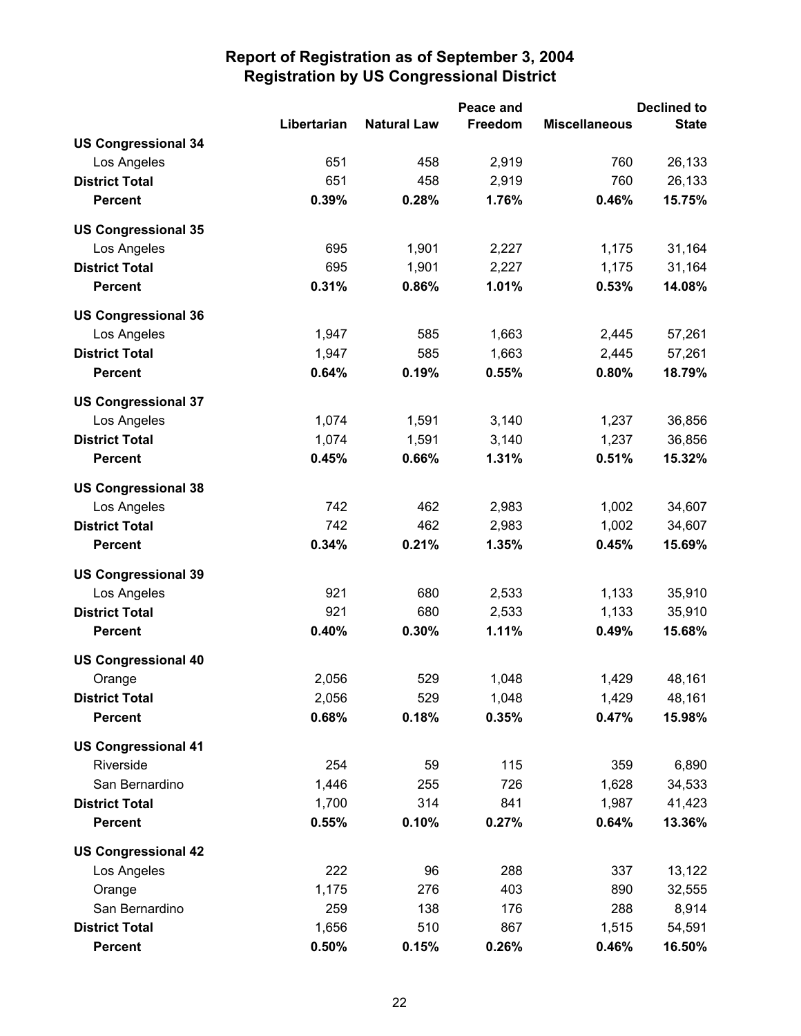# Report of Registration as of September 3, 2004
## Registration by US Congressional District

| | Libertarian | Natural Law | Peace and Freedom | Miscellaneous | Declined to State |
|---|---|---|---|---|---|
| **US Congressional 34** | | | | | |
| Los Angeles | 651 | 458 | 2,919 | 760 | 26,133 |
| **District Total** | 651 | 458 | 2,919 | 760 | 26,133 |
| **Percent** | **0.39%** | **0.28%** | **1.76%** | **0.46%** | **15.75%** |
| **US Congressional 35** | | | | | |
| Los Angeles | 695 | 1,901 | 2,227 | 1,175 | 31,164 |
| **District Total** | 695 | 1,901 | 2,227 | 1,175 | 31,164 |
| **Percent** | **0.31%** | **0.86%** | **1.01%** | **0.53%** | **14.08%** |
| **US Congressional 36** | | | | | |
| Los Angeles | 1,947 | 585 | 1,663 | 2,445 | 57,261 |
| **District Total** | 1,947 | 585 | 1,663 | 2,445 | 57,261 |
| **Percent** | **0.64%** | **0.19%** | **0.55%** | **0.80%** | **18.79%** |
| **US Congressional 37** | | | | | |
| Los Angeles | 1,074 | 1,591 | 3,140 | 1,237 | 36,856 |
| **District Total** | 1,074 | 1,591 | 3,140 | 1,237 | 36,856 |
| **Percent** | **0.45%** | **0.66%** | **1.31%** | **0.51%** | **15.32%** |
| **US Congressional 38** | | | | | |
| Los Angeles | 742 | 462 | 2,983 | 1,002 | 34,607 |
| **District Total** | 742 | 462 | 2,983 | 1,002 | 34,607 |
| **Percent** | **0.34%** | **0.21%** | **1.35%** | **0.45%** | **15.69%** |
| **US Congressional 39** | | | | | |
| Los Angeles | 921 | 680 | 2,533 | 1,133 | 35,910 |
| **District Total** | 921 | 680 | 2,533 | 1,133 | 35,910 |
| **Percent** | **0.40%** | **0.30%** | **1.11%** | **0.49%** | **15.68%** |
| **US Congressional 40** | | | | | |
| Orange | 2,056 | 529 | 1,048 | 1,429 | 48,161 |
| **District Total** | 2,056 | 529 | 1,048 | 1,429 | 48,161 |
| **Percent** | **0.68%** | **0.18%** | **0.35%** | **0.47%** | **15.98%** |
| **US Congressional 41** | | | | | |
| Riverside | 254 | 59 | 115 | 359 | 6,890 |
| San Bernardino | 1,446 | 255 | 726 | 1,628 | 34,533 |
| **District Total** | 1,700 | 314 | 841 | 1,987 | 41,423 |
| **Percent** | **0.55%** | **0.10%** | **0.27%** | **0.64%** | **13.36%** |
| **US Congressional 42** | | | | | |
| Los Angeles | 222 | 96 | 288 | 337 | 13,122 |
| Orange | 1,175 | 276 | 403 | 890 | 32,555 |
| San Bernardino | 259 | 138 | 176 | 288 | 8,914 |
| **District Total** | 1,656 | 510 | 867 | 1,515 | 54,591 |
| **Percent** | **0.50%** | **0.15%** | **0.26%** | **0.46%** | **16.50%** |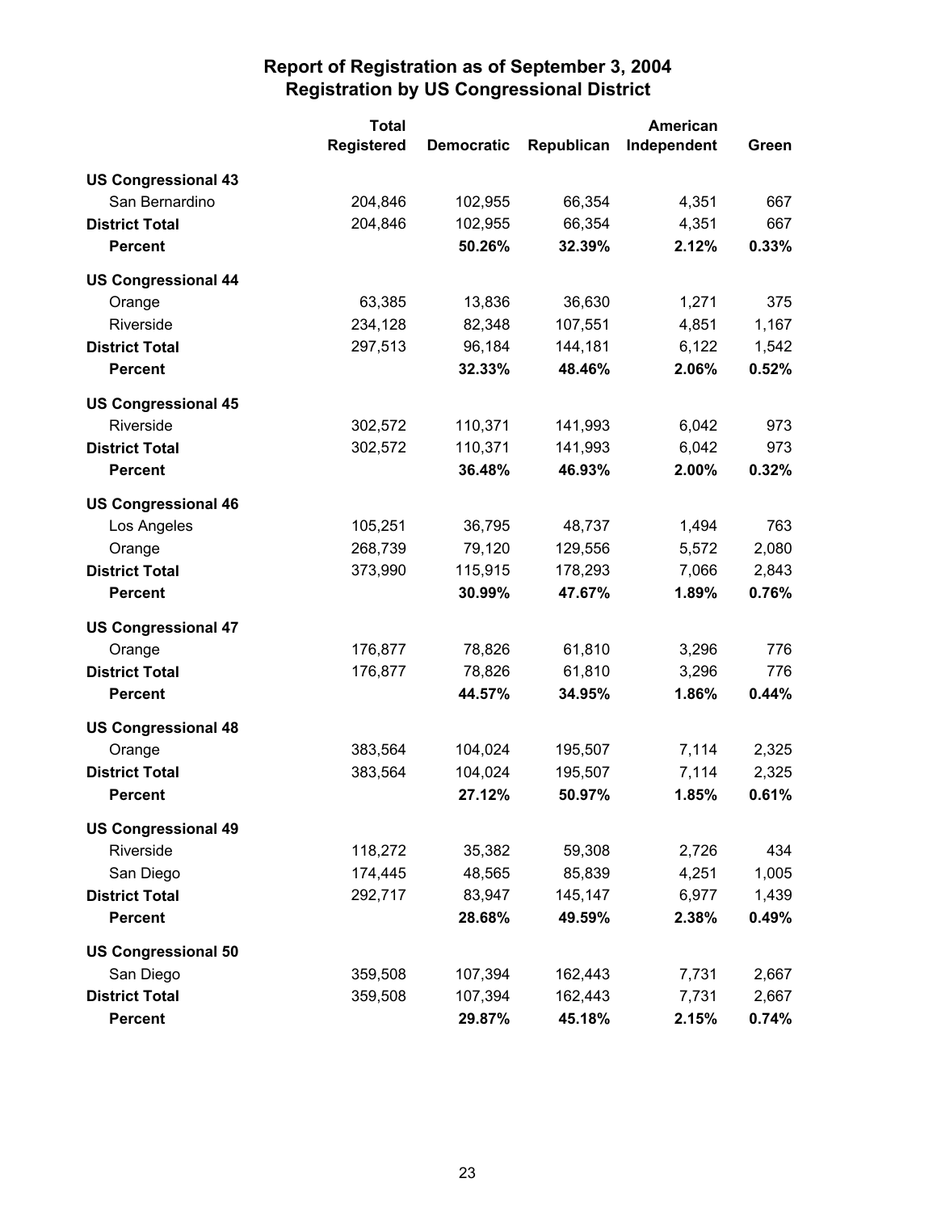# Report of Registration as of September 3, 2004
## Registration by US Congressional District

| | Total Registered | Democratic | Republican | American Independent | Green |
|---|---|---|---|---|---|
| **US Congressional 43** | | | | | |
| San Bernardino | 204,846 | 102,955 | 66,354 | 4,351 | 667 |
| **District Total** | 204,846 | 102,955 | 66,354 | 4,351 | 667 |
| **Percent** | | **50.26%** | **32.39%** | **2.12%** | **0.33%** |
| **US Congressional 44** | | | | | |
| Orange | 63,385 | 13,836 | 36,630 | 1,271 | 375 |
| Riverside | 234,128 | 82,348 | 107,551 | 4,851 | 1,167 |
| **District Total** | 297,513 | 96,184 | 144,181 | 6,122 | 1,542 |
| **Percent** | | **32.33%** | **48.46%** | **2.06%** | **0.52%** |
| **US Congressional 45** | | | | | |
| Riverside | 302,572 | 110,371 | 141,993 | 6,042 | 973 |
| **District Total** | 302,572 | 110,371 | 141,993 | 6,042 | 973 |
| **Percent** | | **36.48%** | **46.93%** | **2.00%** | **0.32%** |
| **US Congressional 46** | | | | | |
| Los Angeles | 105,251 | 36,795 | 48,737 | 1,494 | 763 |
| Orange | 268,739 | 79,120 | 129,556 | 5,572 | 2,080 |
| **District Total** | 373,990 | 115,915 | 178,293 | 7,066 | 2,843 |
| **Percent** | | **30.99%** | **47.67%** | **1.89%** | **0.76%** |
| **US Congressional 47** | | | | | |
| Orange | 176,877 | 78,826 | 61,810 | 3,296 | 776 |
| **District Total** | 176,877 | 78,826 | 61,810 | 3,296 | 776 |
| **Percent** | | **44.57%** | **34.95%** | **1.86%** | **0.44%** |
| **US Congressional 48** | | | | | |
| Orange | 383,564 | 104,024 | 195,507 | 7,114 | 2,325 |
| **District Total** | 383,564 | 104,024 | 195,507 | 7,114 | 2,325 |
| **Percent** | | **27.12%** | **50.97%** | **1.85%** | **0.61%** |
| **US Congressional 49** | | | | | |
| Riverside | 118,272 | 35,382 | 59,308 | 2,726 | 434 |
| San Diego | 174,445 | 48,565 | 85,839 | 4,251 | 1,005 |
| **District Total** | 292,717 | 83,947 | 145,147 | 6,977 | 1,439 |
| **Percent** | | **28.68%** | **49.59%** | **2.38%** | **0.49%** |
| **US Congressional 50** | | | | | |
| San Diego | 359,508 | 107,394 | 162,443 | 7,731 | 2,667 |
| **District Total** | 359,508 | 107,394 | 162,443 | 7,731 | 2,667 |
| **Percent** | | **29.87%** | **45.18%** | **2.15%** | **0.74%** |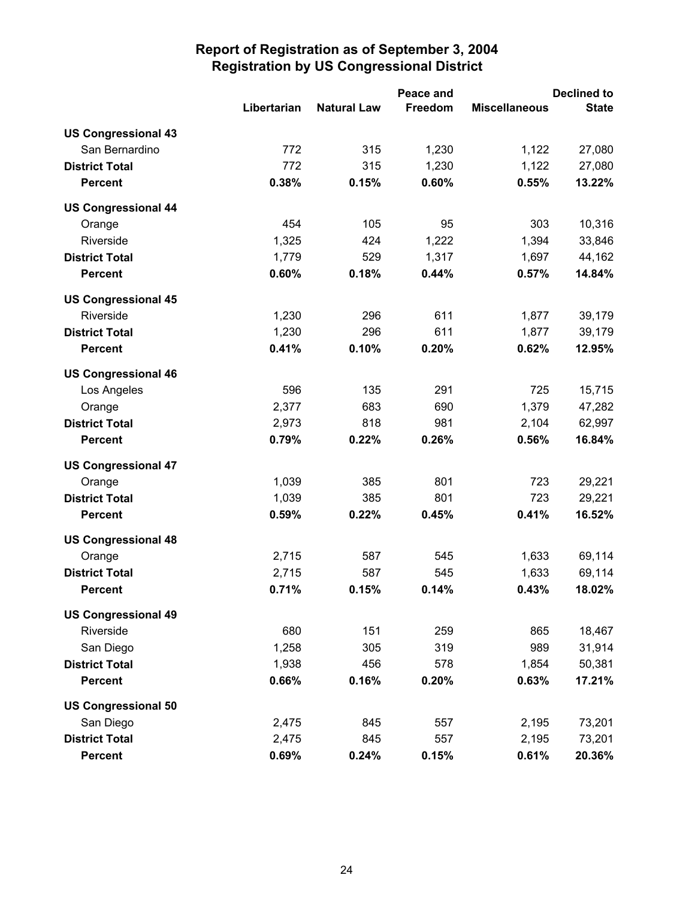# Report of Registration as of September 3, 2004
## Registration by US Congressional District

| | Libertarian | Natural Law | Peace and Freedom | Miscellaneous | Declined to State |
|---|---|---|---|---|---|
| **US Congressional 43** | | | | | |
| San Bernardino | 772 | 315 | 1,230 | 1,122 | 27,080 |
| **District Total** | 772 | 315 | 1,230 | 1,122 | 27,080 |
| **Percent** | **0.38%** | **0.15%** | **0.60%** | **0.55%** | **13.22%** |
| **US Congressional 44** | | | | | |
| Orange | 454 | 105 | 95 | 303 | 10,316 |
| Riverside | 1,325 | 424 | 1,222 | 1,394 | 33,846 |
| **District Total** | 1,779 | 529 | 1,317 | 1,697 | 44,162 |
| **Percent** | **0.60%** | **0.18%** | **0.44%** | **0.57%** | **14.84%** |
| **US Congressional 45** | | | | | |
| Riverside | 1,230 | 296 | 611 | 1,877 | 39,179 |
| **District Total** | 1,230 | 296 | 611 | 1,877 | 39,179 |
| **Percent** | **0.41%** | **0.10%** | **0.20%** | **0.62%** | **12.95%** |
| **US Congressional 46** | | | | | |
| Los Angeles | 596 | 135 | 291 | 725 | 15,715 |
| Orange | 2,377 | 683 | 690 | 1,379 | 47,282 |
| **District Total** | 2,973 | 818 | 981 | 2,104 | 62,997 |
| **Percent** | **0.79%** | **0.22%** | **0.26%** | **0.56%** | **16.84%** |
| **US Congressional 47** | | | | | |
| Orange | 1,039 | 385 | 801 | 723 | 29,221 |
| **District Total** | 1,039 | 385 | 801 | 723 | 29,221 |
| **Percent** | **0.59%** | **0.22%** | **0.45%** | **0.41%** | **16.52%** |
| **US Congressional 48** | | | | | |
| Orange | 2,715 | 587 | 545 | 1,633 | 69,114 |
| **District Total** | 2,715 | 587 | 545 | 1,633 | 69,114 |
| **Percent** | **0.71%** | **0.15%** | **0.14%** | **0.43%** | **18.02%** |
| **US Congressional 49** | | | | | |
| Riverside | 680 | 151 | 259 | 865 | 18,467 |
| San Diego | 1,258 | 305 | 319 | 989 | 31,914 |
| **District Total** | 1,938 | 456 | 578 | 1,854 | 50,381 |
| **Percent** | **0.66%** | **0.16%** | **0.20%** | **0.63%** | **17.21%** |
| **US Congressional 50** | | | | | |
| San Diego | 2,475 | 845 | 557 | 2,195 | 73,201 |
| **District Total** | 2,475 | 845 | 557 | 2,195 | 73,201 |
| **Percent** | **0.69%** | **0.24%** | **0.15%** | **0.61%** | **20.36%** |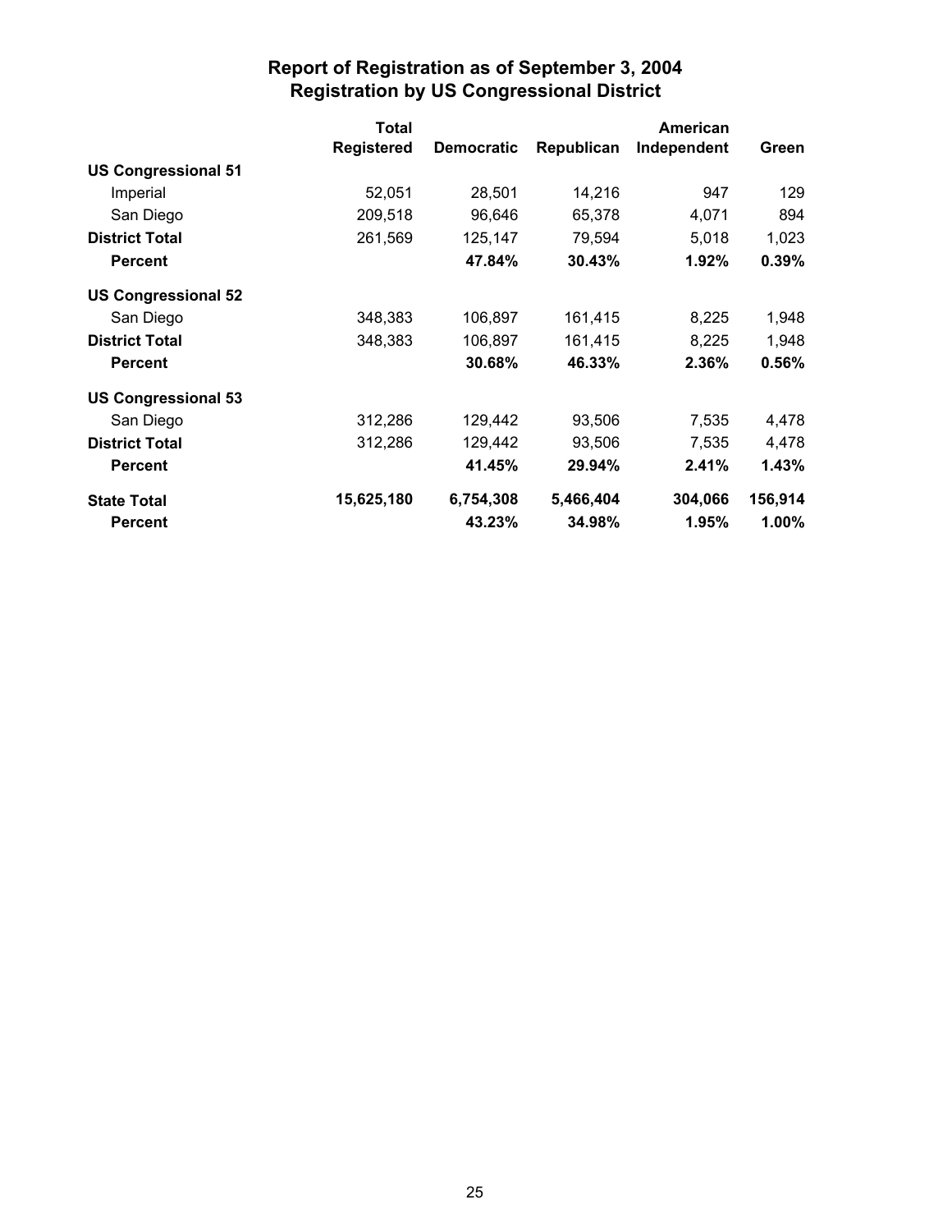# Report of Registration as of September 3, 2004
## Registration by US Congressional District

| | Total Registered | Democratic | Republican | American Independent | Green |
|---|---|---|---|---|---|
| **US Congressional 51** | | | | | |
| Imperial | 52,051 | 28,501 | 14,216 | 947 | 129 |
| San Diego | 209,518 | 96,646 | 65,378 | 4,071 | 894 |
| **District Total** | 261,569 | 125,147 | 79,594 | 5,018 | 1,023 |
| **Percent** | | **47.84%** | **30.43%** | **1.92%** | **0.39%** |
| **US Congressional 52** | | | | | |
| San Diego | 348,383 | 106,897 | 161,415 | 8,225 | 1,948 |
| **District Total** | 348,383 | 106,897 | 161,415 | 8,225 | 1,948 |
| **Percent** | | **30.68%** | **46.33%** | **2.36%** | **0.56%** |
| **US Congressional 53** | | | | | |
| San Diego | 312,286 | 129,442 | 93,506 | 7,535 | 4,478 |
| **District Total** | 312,286 | 129,442 | 93,506 | 7,535 | 4,478 |
| **Percent** | | **41.45%** | **29.94%** | **2.41%** | **1.43%** |
| **State Total** | **15,625,180** | **6,754,308** | **5,466,404** | **304,066** | **156,914** |
| **Percent** | | **43.23%** | **34.98%** | **1.95%** | **1.00%** |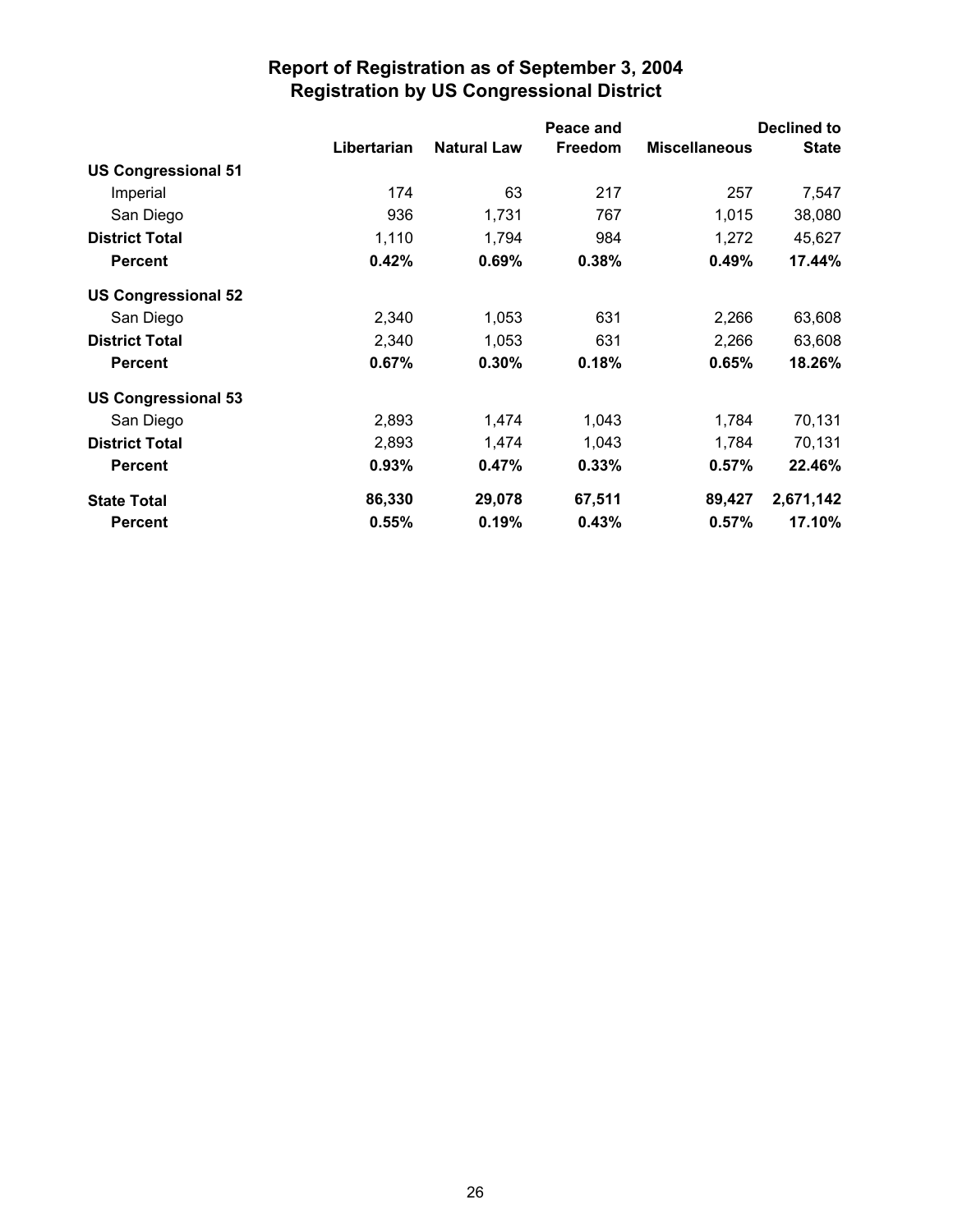# Report of Registration as of September 3, 2004
## Registration by US Congressional District

| | Libertarian | Natural Law | Peace and Freedom | Miscellaneous | Declined to State |
|---|---|---|---|---|---|
| **US Congressional 51** | | | | | |
| Imperial | 174 | 63 | 217 | 257 | 7,547 |
| San Diego | 936 | 1,731 | 767 | 1,015 | 38,080 |
| **District Total** | 1,110 | 1,794 | 984 | 1,272 | 45,627 |
| **Percent** | **0.42%** | **0.69%** | **0.38%** | **0.49%** | **17.44%** |
| **US Congressional 52** | | | | | |
| San Diego | 2,340 | 1,053 | 631 | 2,266 | 63,608 |
| **District Total** | 2,340 | 1,053 | 631 | 2,266 | 63,608 |
| **Percent** | **0.67%** | **0.30%** | **0.18%** | **0.65%** | **18.26%** |
| **US Congressional 53** | | | | | |
| San Diego | 2,893 | 1,474 | 1,043 | 1,784 | 70,131 |
| **District Total** | 2,893 | 1,474 | 1,043 | 1,784 | 70,131 |
| **Percent** | **0.93%** | **0.47%** | **0.33%** | **0.57%** | **22.46%** |
| **State Total** | **86,330** | **29,078** | **67,511** | **89,427** | **2,671,142** |
| **Percent** | **0.55%** | **0.19%** | **0.43%** | **0.57%** | **17.10%** |